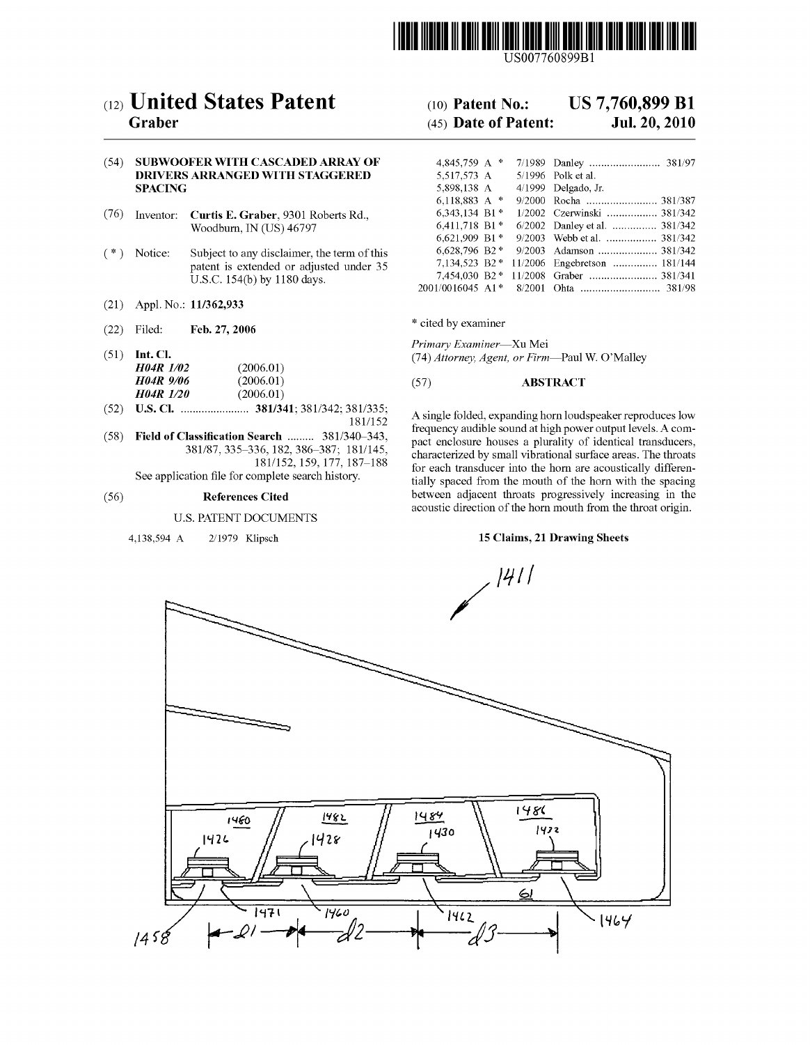US007760899B1

# (12) United States Patent
**Graber**

(10) **Patent No.: US 7,760,899 B1**

(45) **Date of Patent: Jul. 20, 2010**

(54) **SUBWOOFER WITH CASCADED ARRAY OF DRIVERS ARRANGED WITH STAGGERED SPACING**

(76) Inventor: **Curtis E. Graber**, 9301 Roberts Rd., Woodburn, IN (US) 46797

( * ) Notice: Subject to any disclaimer, the term of this patent is extended or adjusted under 35 U.S.C. 154(b) by 1180 days.

(21) Appl. No.: **11/362,933**

(22) Filed: **Feb. 27, 2006**

(51) **Int. Cl.**
*H04R 1/02* (2006.01)
*H04R 9/06* (2006.01)
*H04R 1/20* (2006.01)

(52) **U.S. Cl.** ...................... **381/341**; 381/342; 381/335; 181/152

(58) **Field of Classification Search** ......... 381/340–343, 381/87, 335–336, 182, 386–387; 181/145, 181/152, 159, 177, 187–188

See application file for complete search history.

(56) **References Cited**

U.S. PATENT DOCUMENTS

| | | | |
|---|---|---|---|
| 4,138,594 A | 2/1979 | Klipsch | |
| 4,845,759 A * | 7/1989 | Danley | 381/97 |
| 5,517,573 A | 5/1996 | Polk et al. | |
| 5,898,138 A | 4/1999 | Delgado, Jr. | |
| 6,118,883 A * | 9/2000 | Rocha | 381/387 |
| 6,343,134 B1 * | 1/2002 | Czerwinski | 381/342 |
| 6,411,718 B1 * | 6/2002 | Danley et al. | 381/342 |
| 6,621,909 B1 * | 9/2003 | Webb et al. | 381/342 |
| 6,628,796 B2 * | 9/2003 | Adamson | 381/342 |
| 7,134,523 B2 * | 11/2006 | Engebretson | 181/144 |
| 7,454,030 B2 * | 11/2008 | Graber | 381/341 |
| 2001/0016045 A1 * | 8/2001 | Ohta | 381/98 |

\* cited by examiner

*Primary Examiner*—Xu Mei

(74) *Attorney, Agent, or Firm*—Paul W. O'Malley

(57) **ABSTRACT**

A single folded, expanding horn loudspeaker reproduces low frequency audible sound at high power output levels. A compact enclosure houses a plurality of identical transducers, characterized by small vibrational surface areas. The throats for each transducer into the horn are acoustically differentially spaced from the mouth of the horn with the spacing between adjacent throats progressively increasing in the acoustic direction of the horn mouth from the throat origin.

**15 Claims, 21 Drawing Sheets**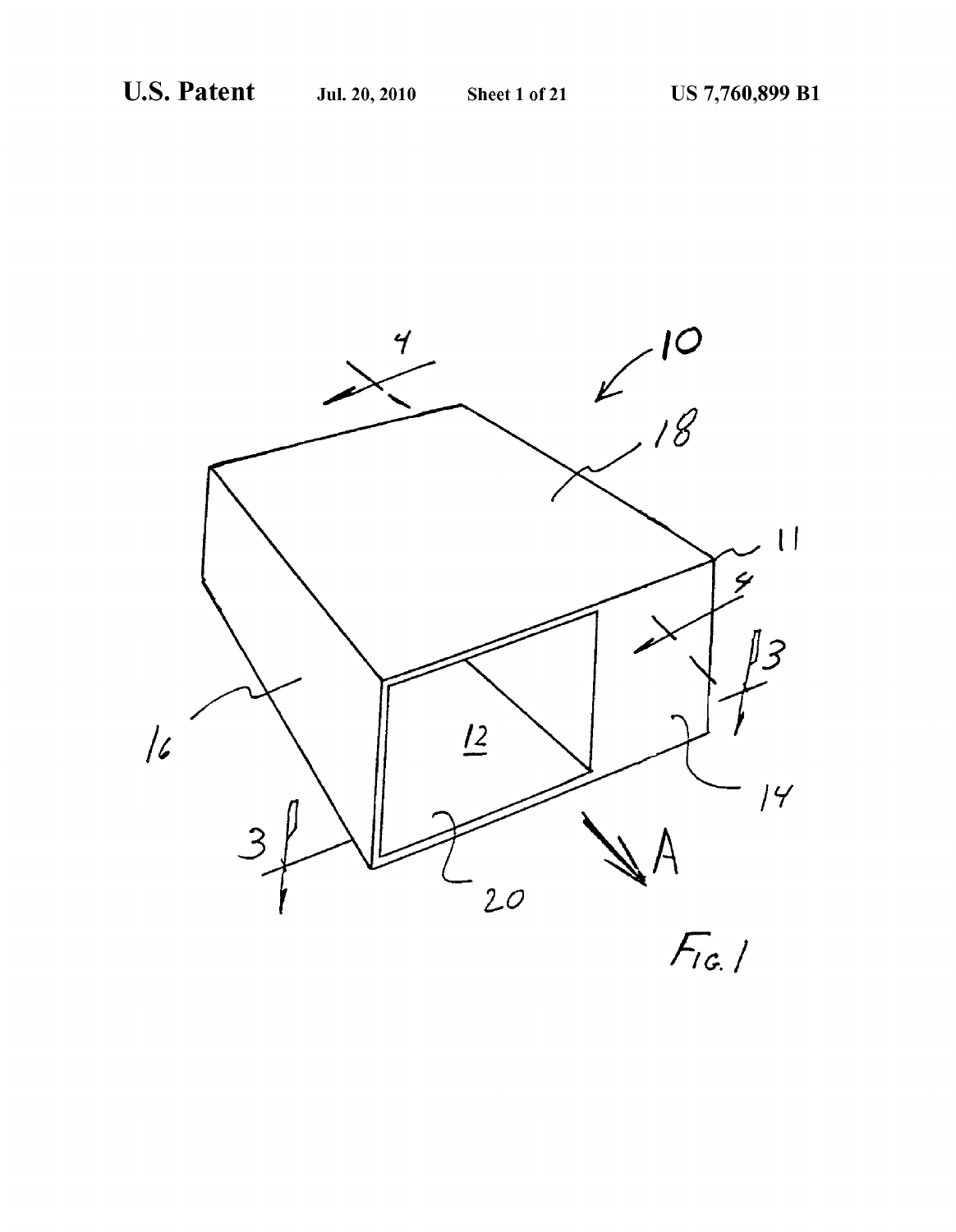Fig. 1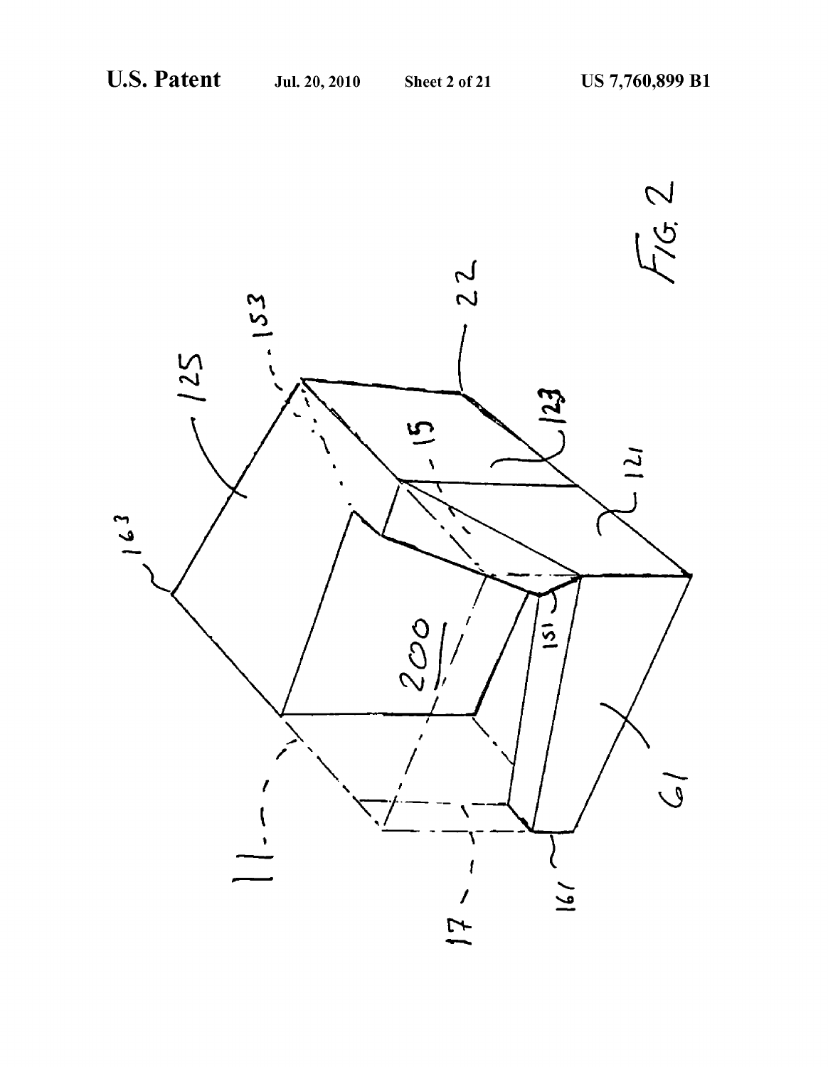FIG. 2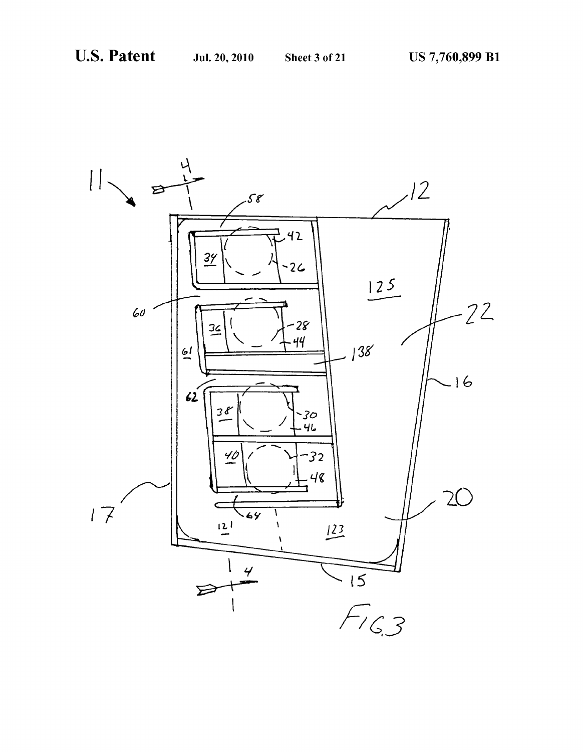FIG. 3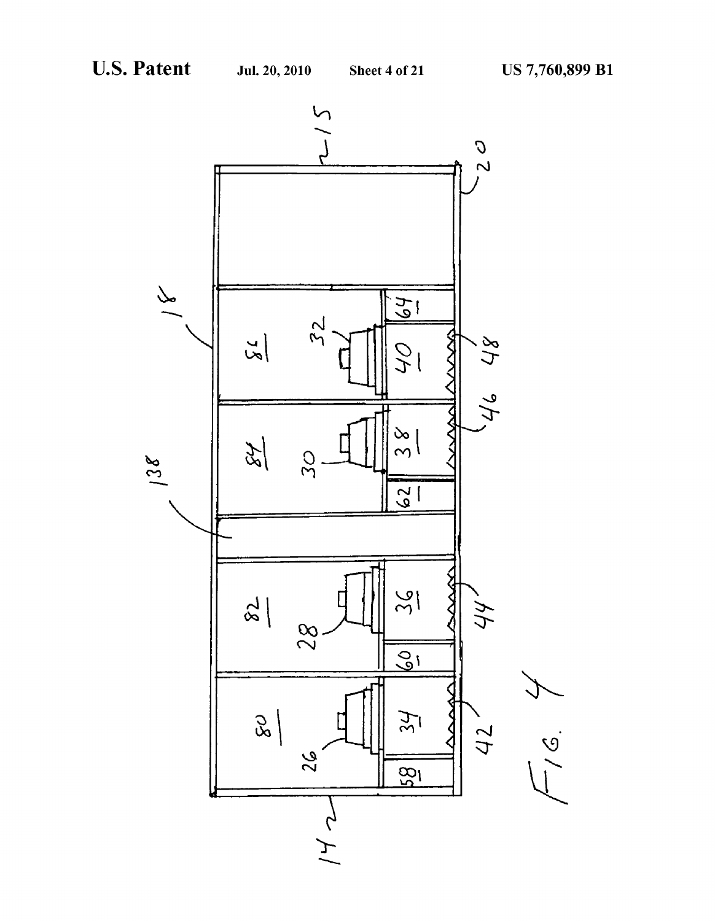FIG. 4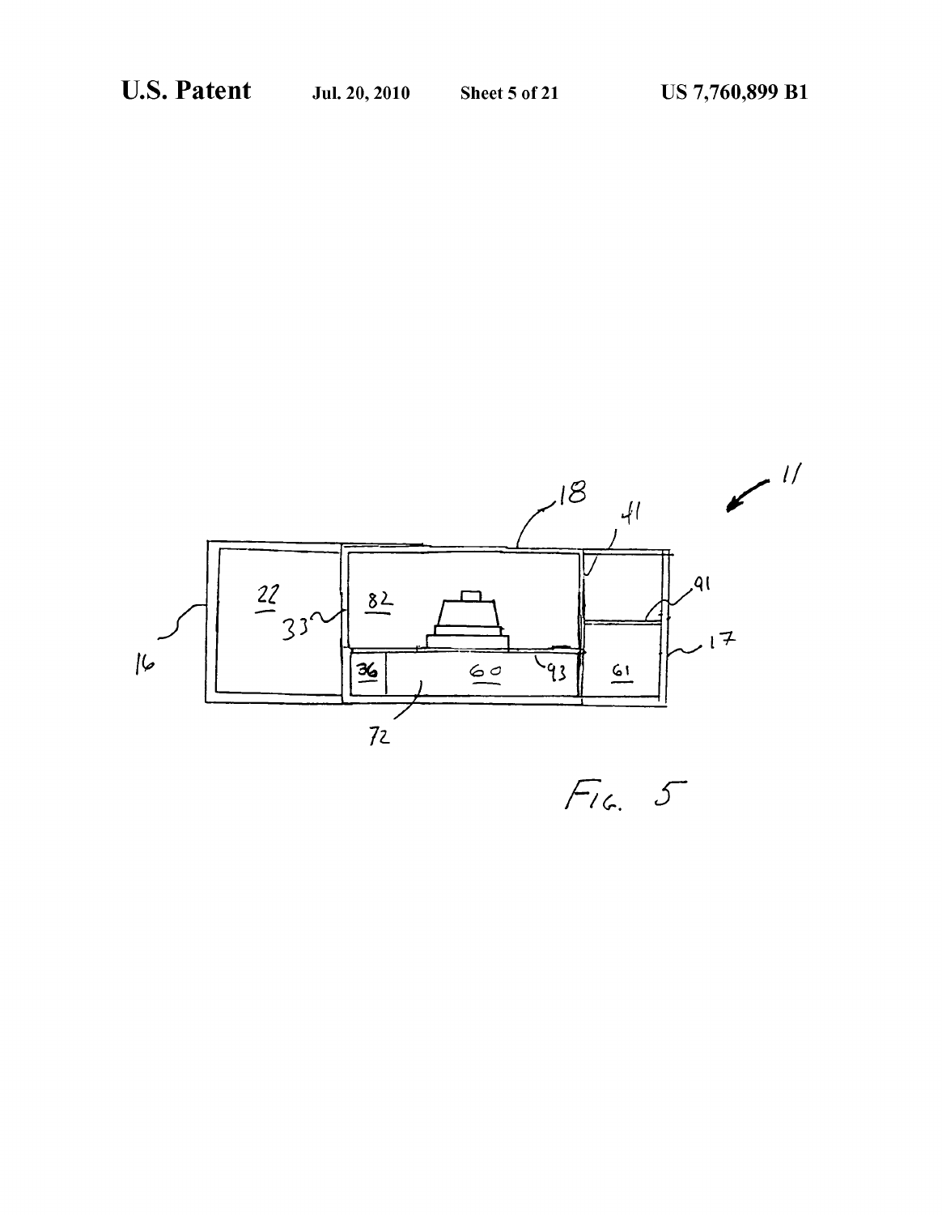FIG. 5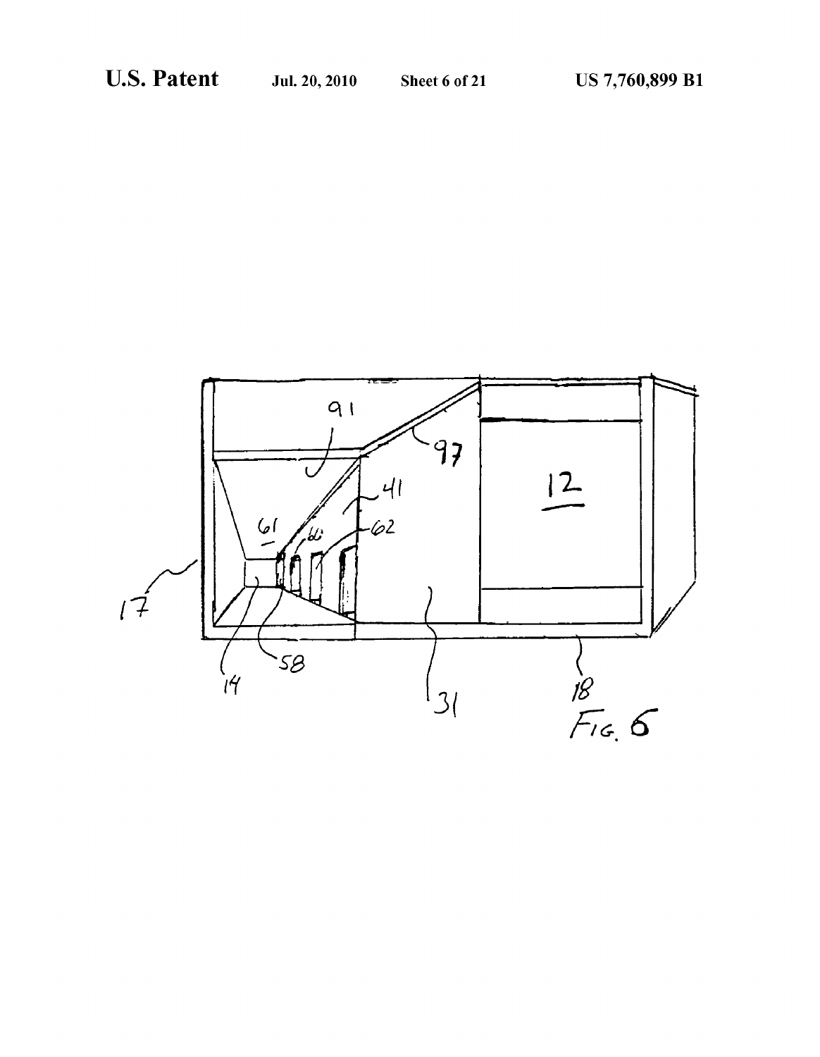Fig. 6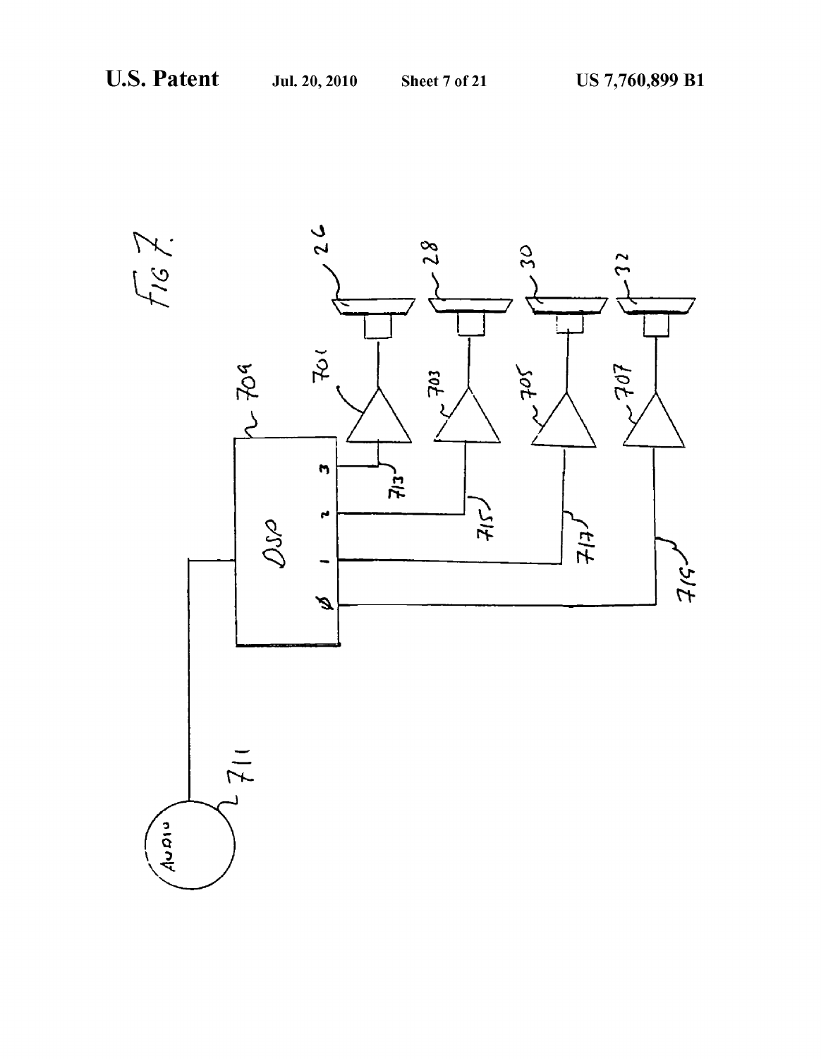FIG. 7.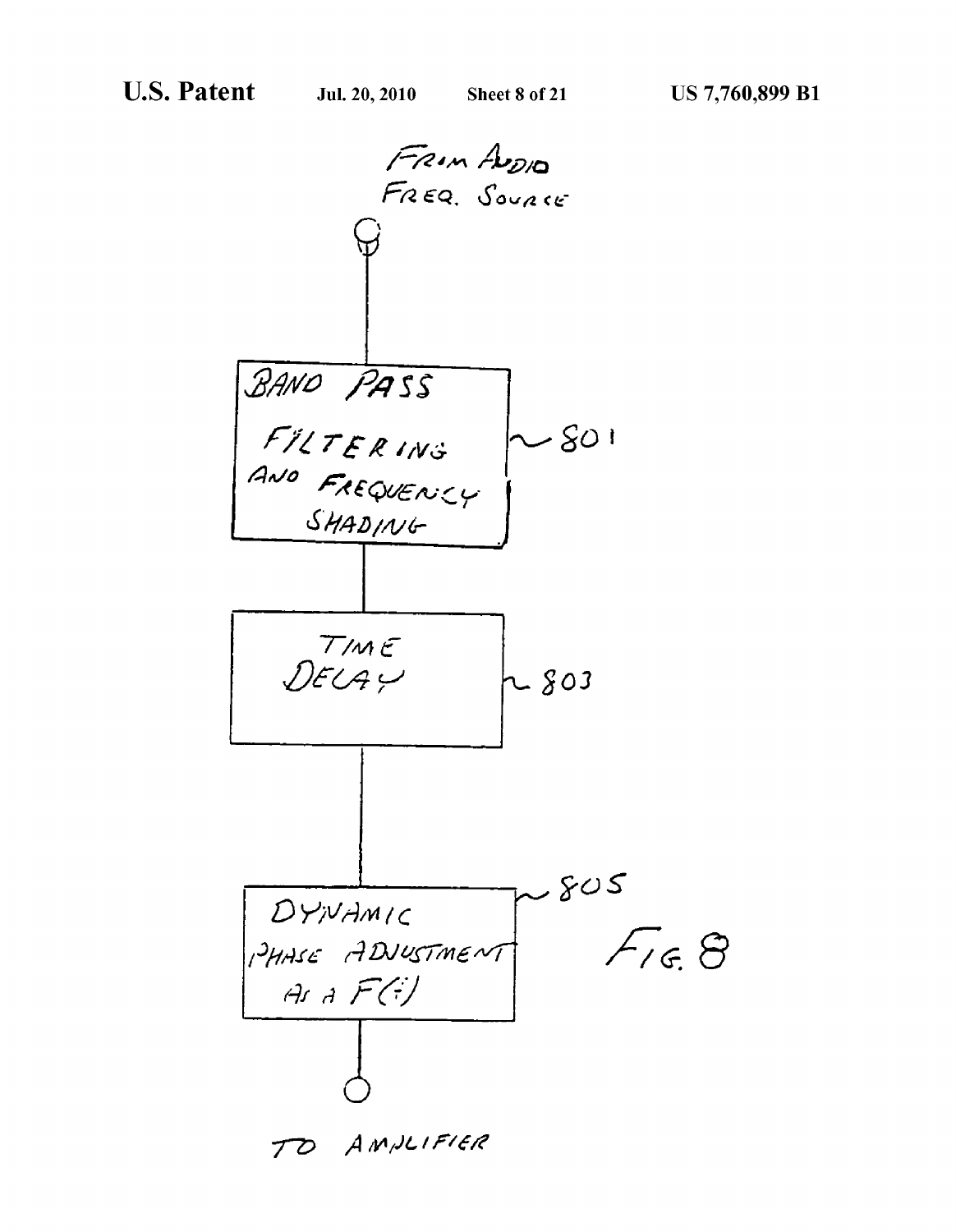FROM AUDIO FREQ. SOURCE

BAND PASS FILTERING AND FREQUENCY SHADING ~ 801

TIME DELAY ~ 803

DYNAMIC PHASE ADJUSTMENT AS A F(t) ~ 805

TO AMPLIFIER

FIG. 8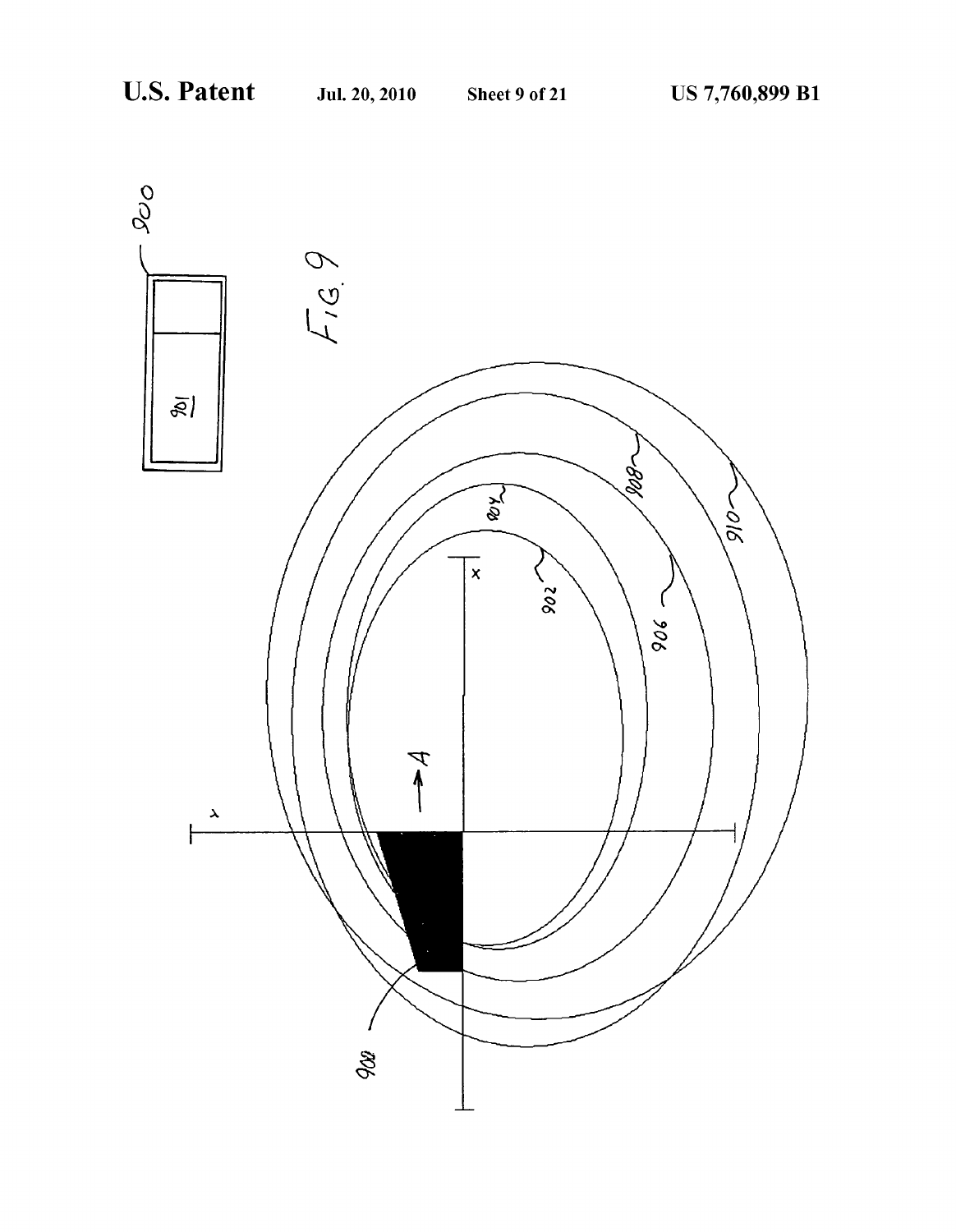FIG. 9

900

901

902

904

906

908

910

A

x

y

908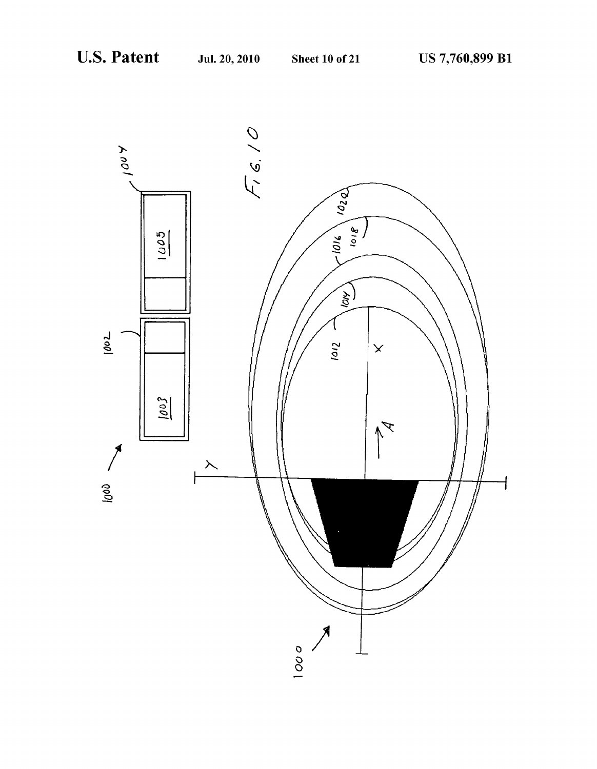FIG. 10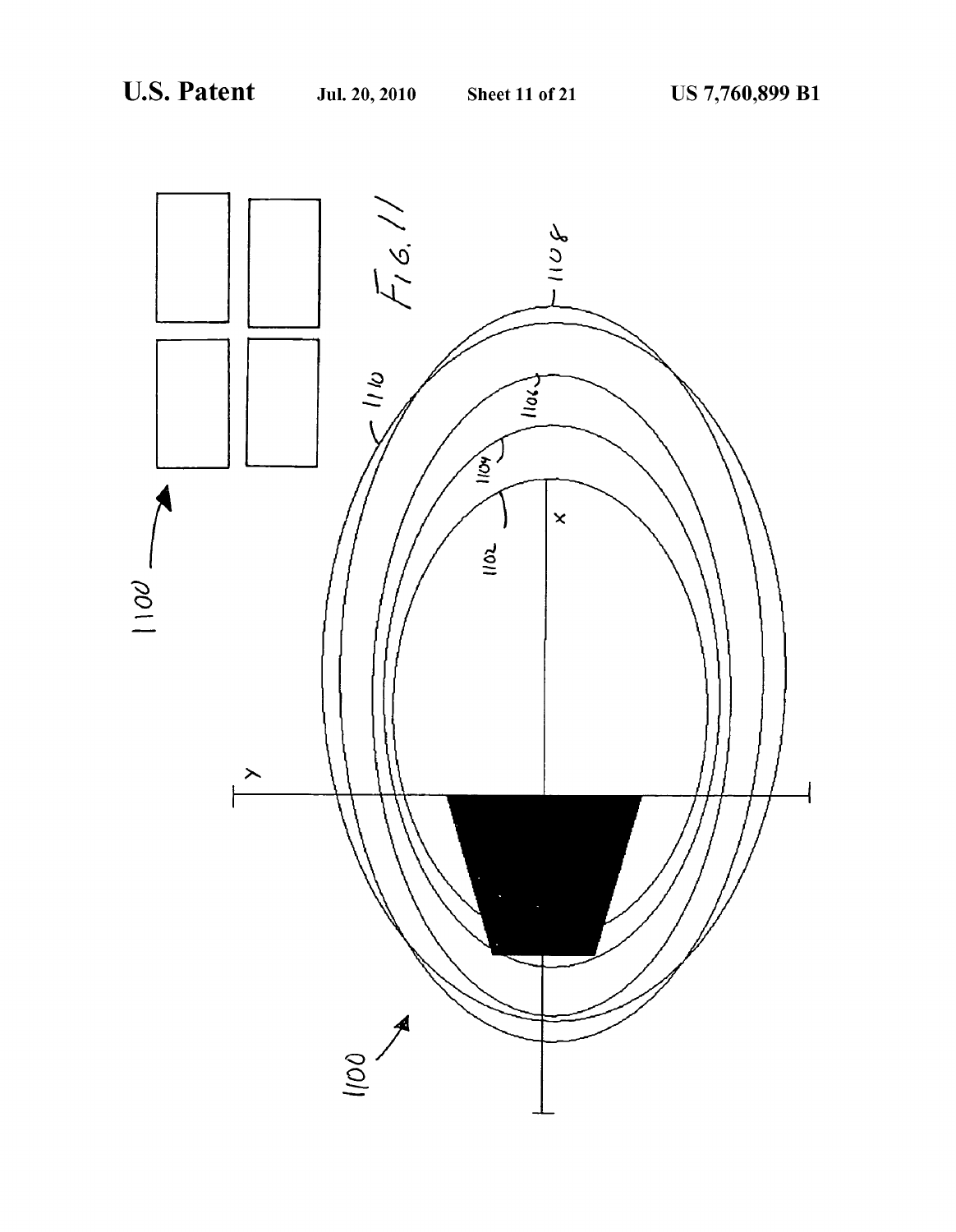FIG. 11

1100

1100

1102

1104

1106

1108

1110

X

Y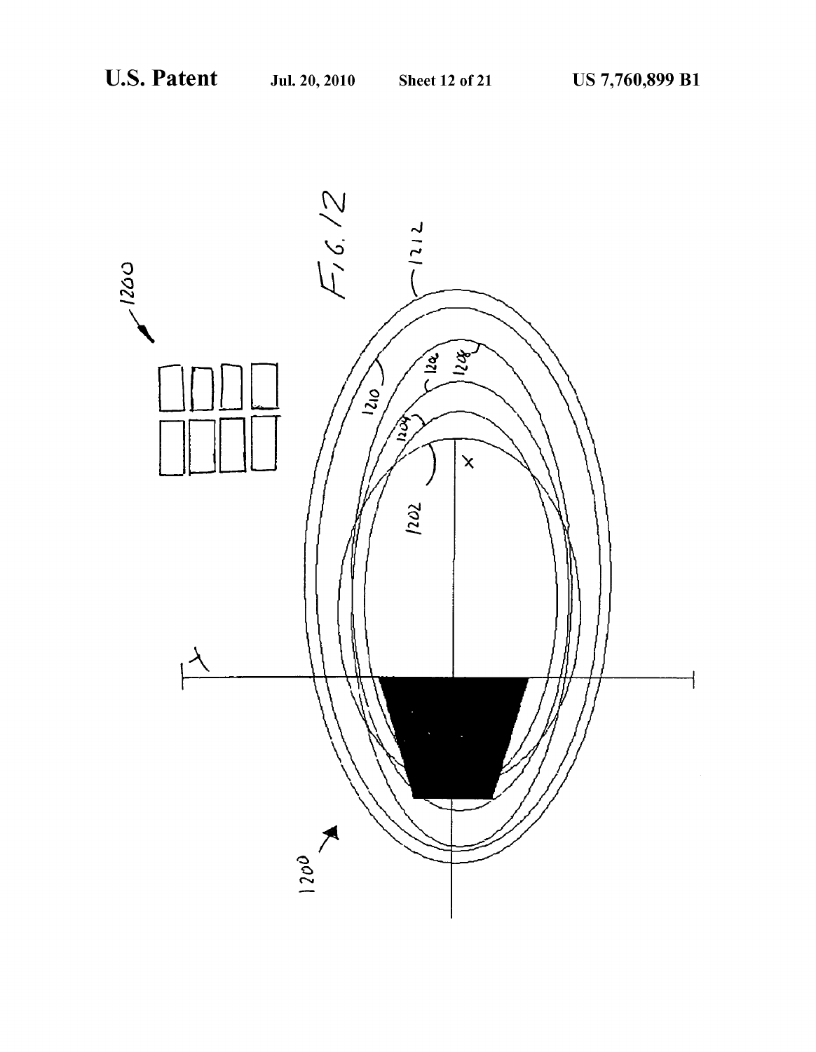FIG. 12

1200

1212

1210

1206

1208

1204

1202

X

Y

1200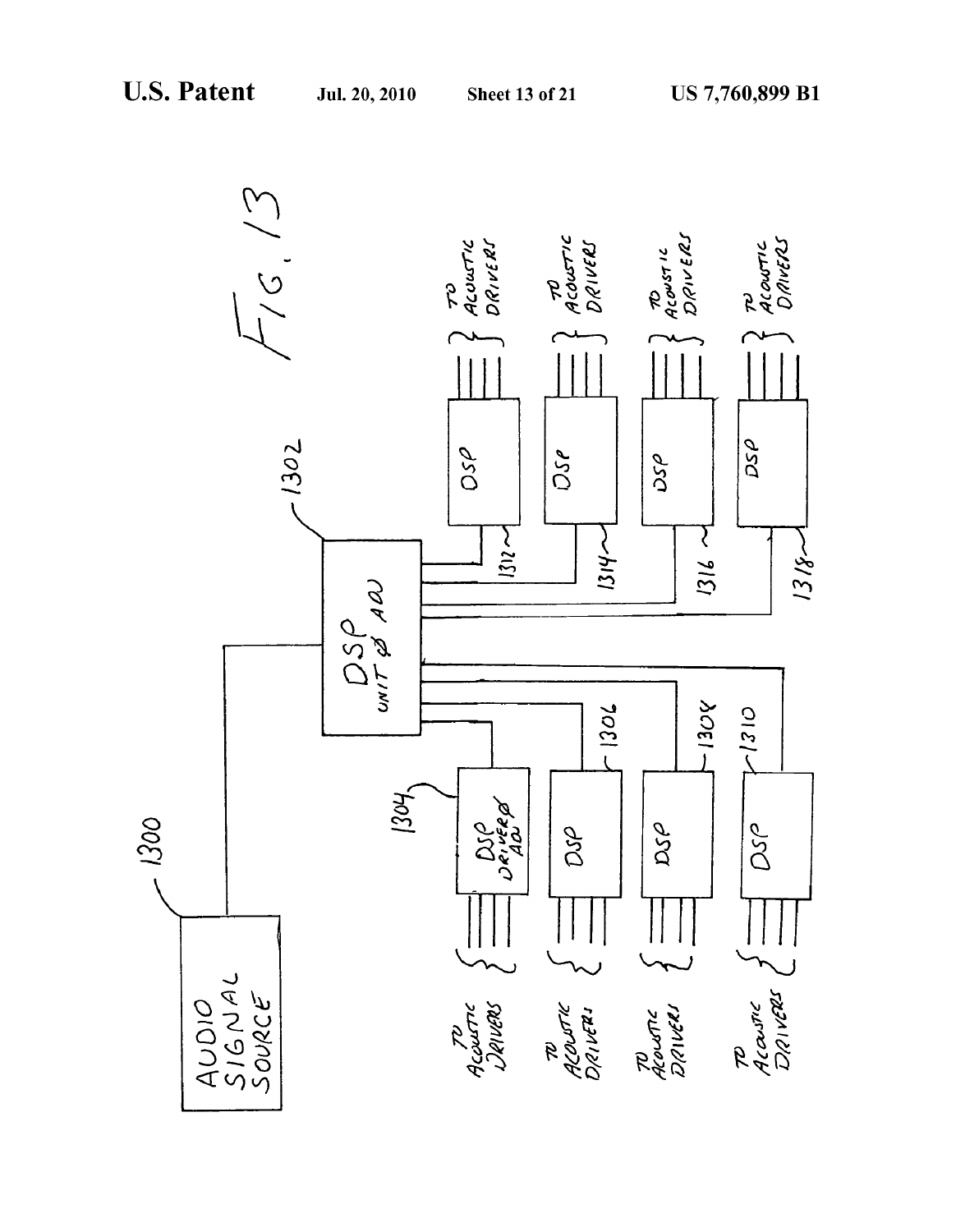FIG. 13

AUDIO SIGNAL SOURCE 1300

DSP UNIT & ADJ 1302

DSP DRIVER & ADJ 1304

DSP 1306

DSP 1308

DSP 1310

DSP 1312

DSP 1314

DSP 1316

DSP 1318

TO ACOUSTIC DRIVERS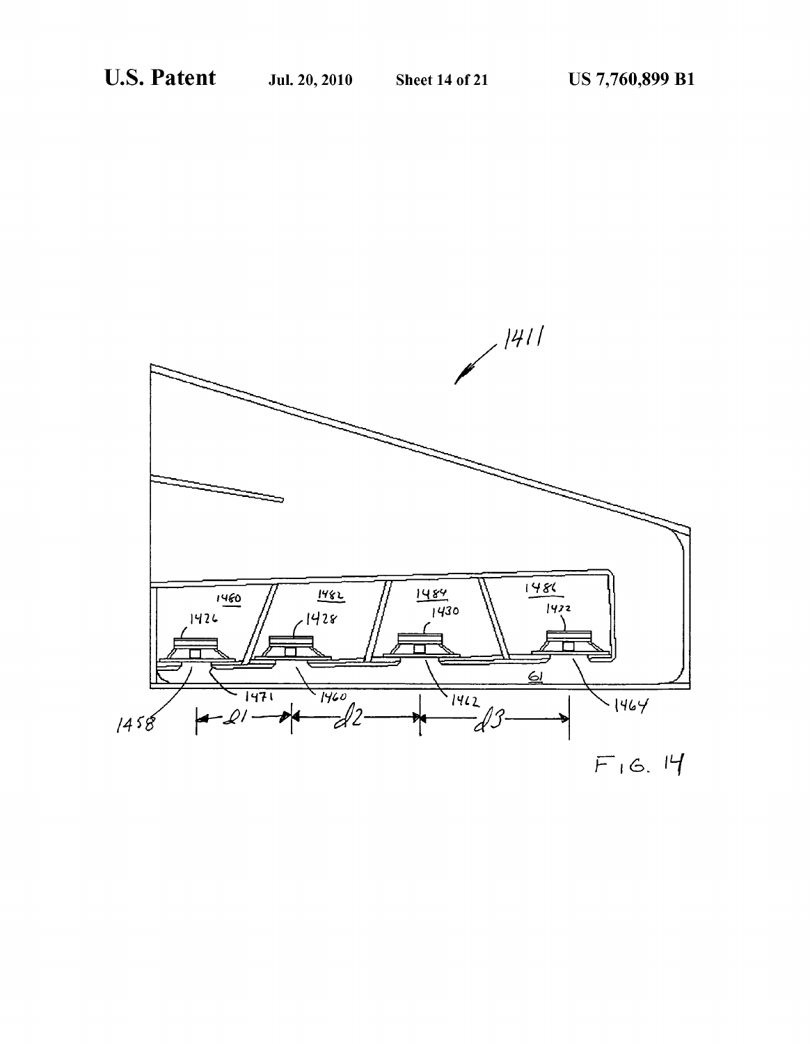FIG. 14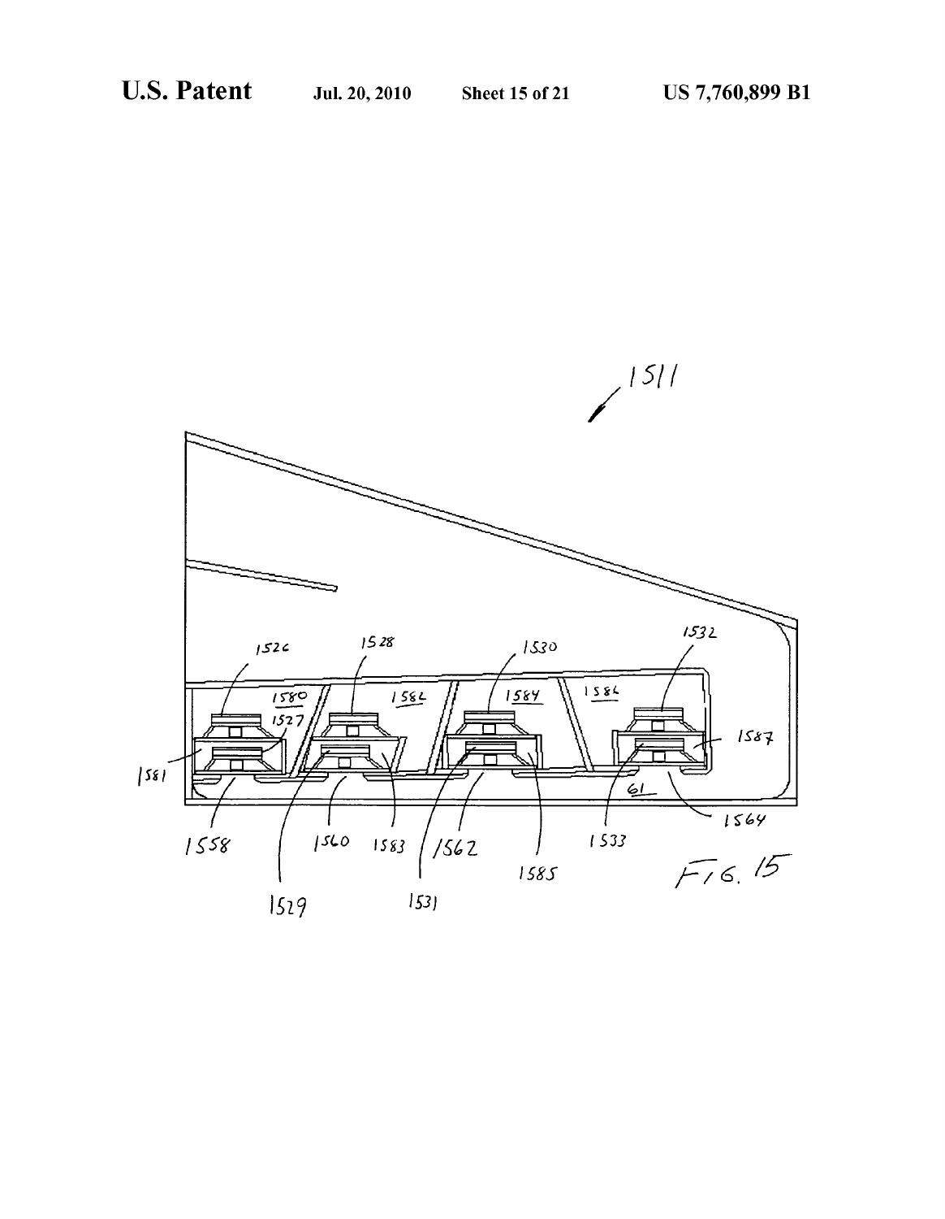FIG. 15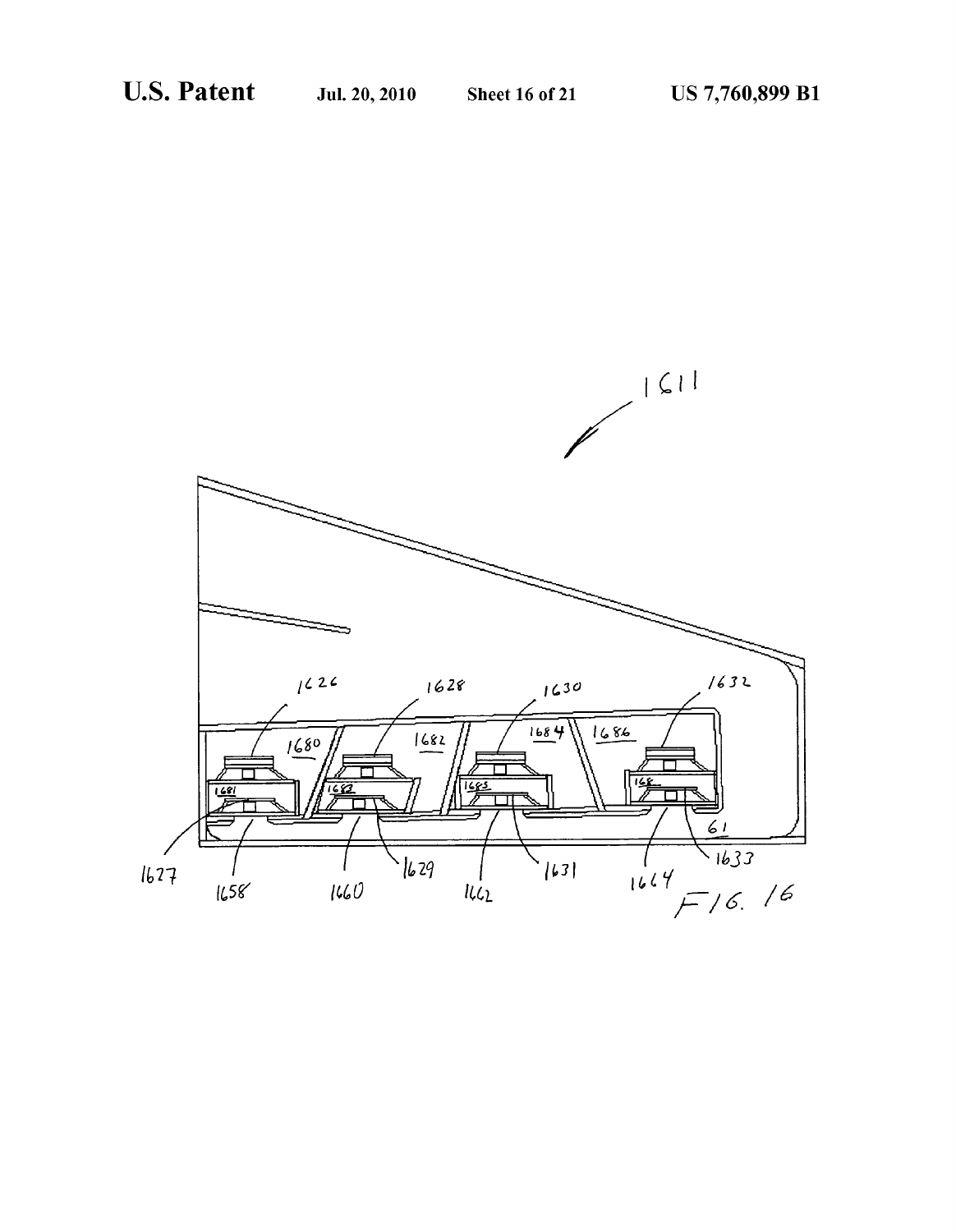FIG. 16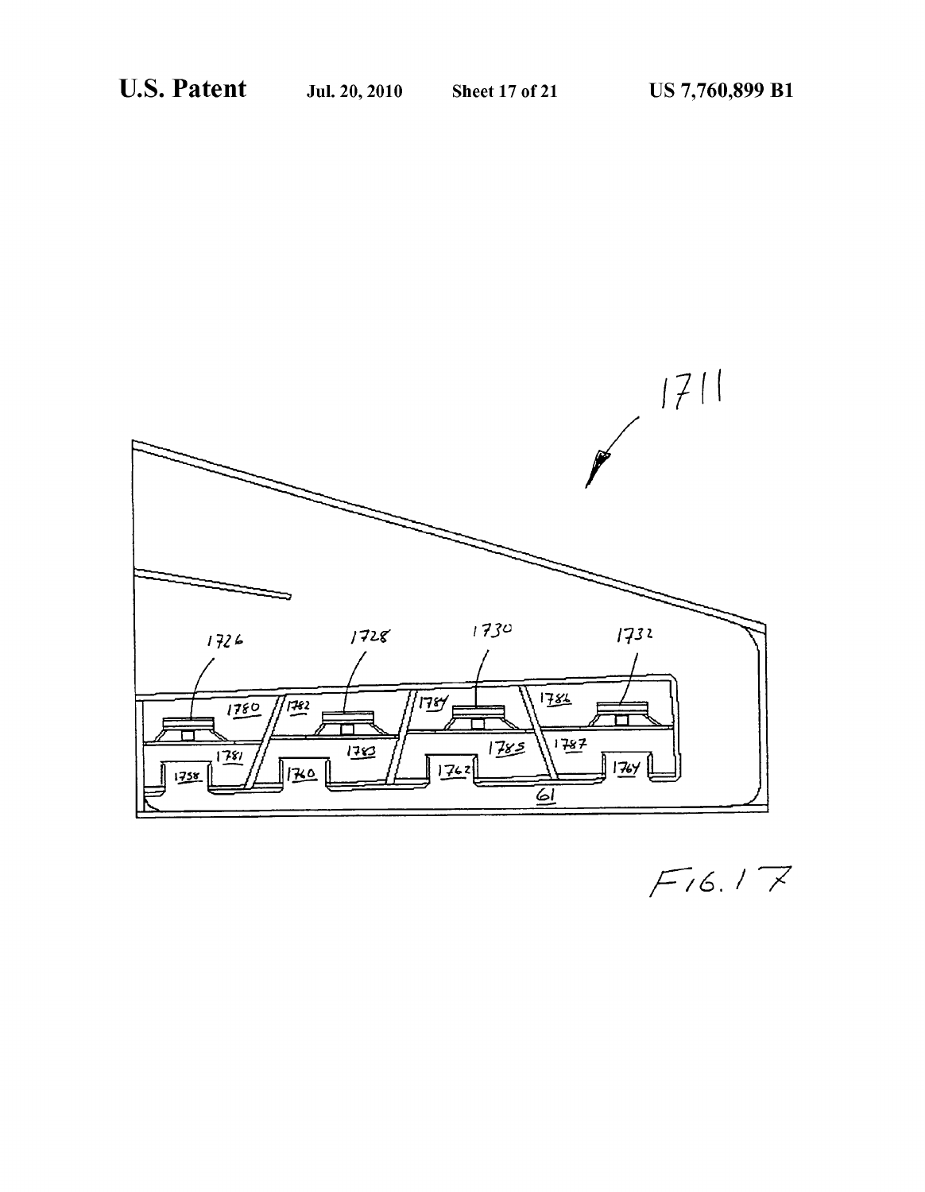FIG. 17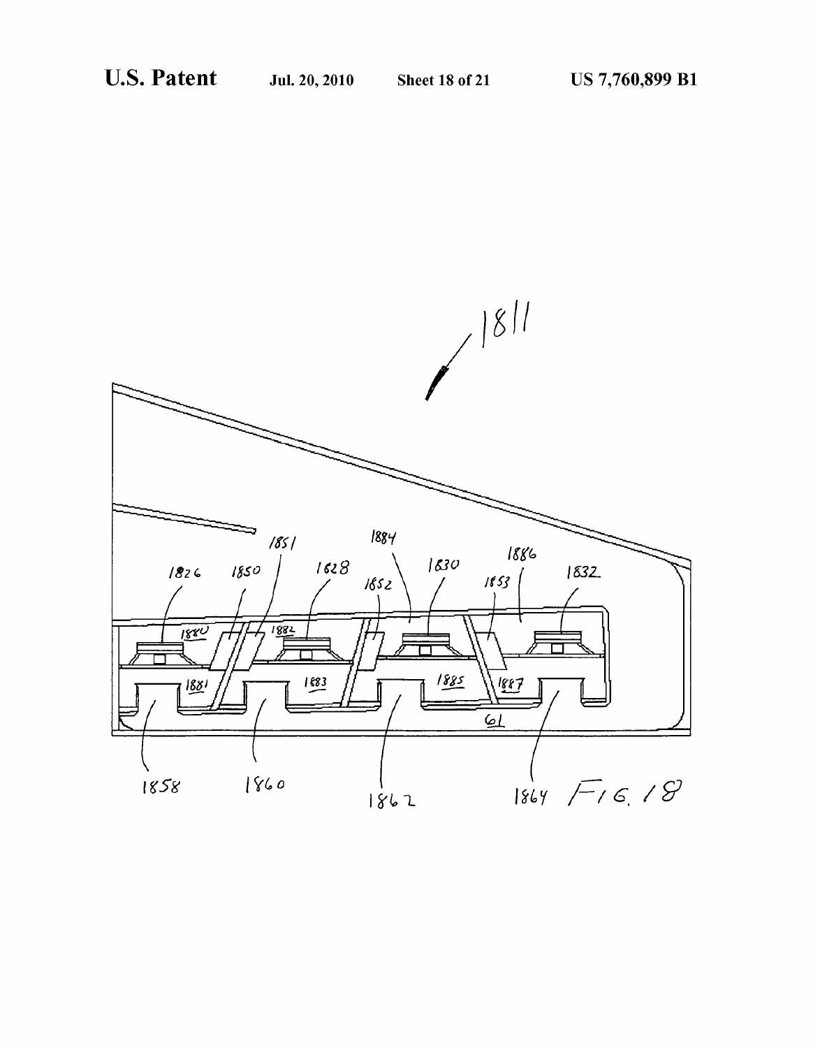FIG. 18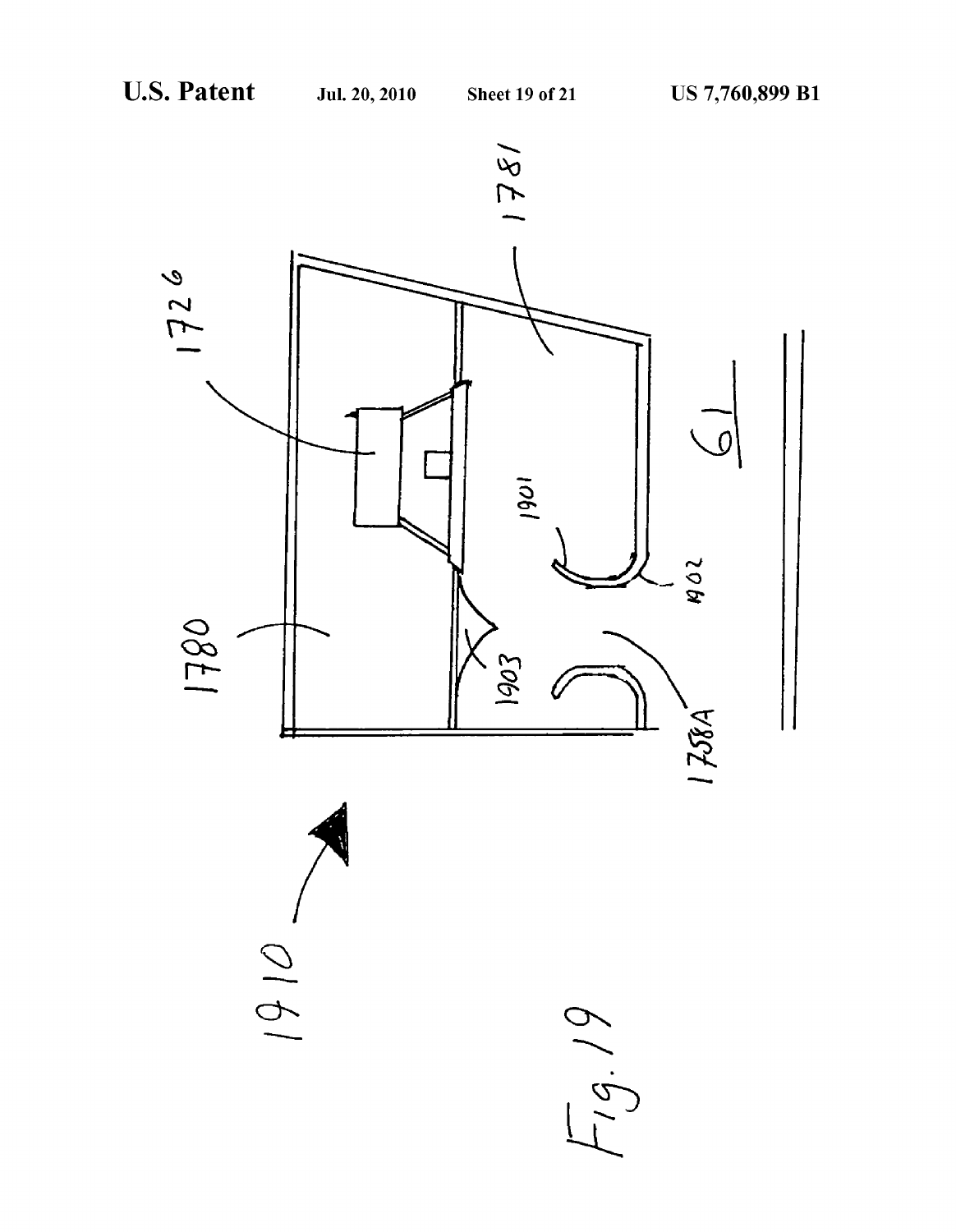Fig. 19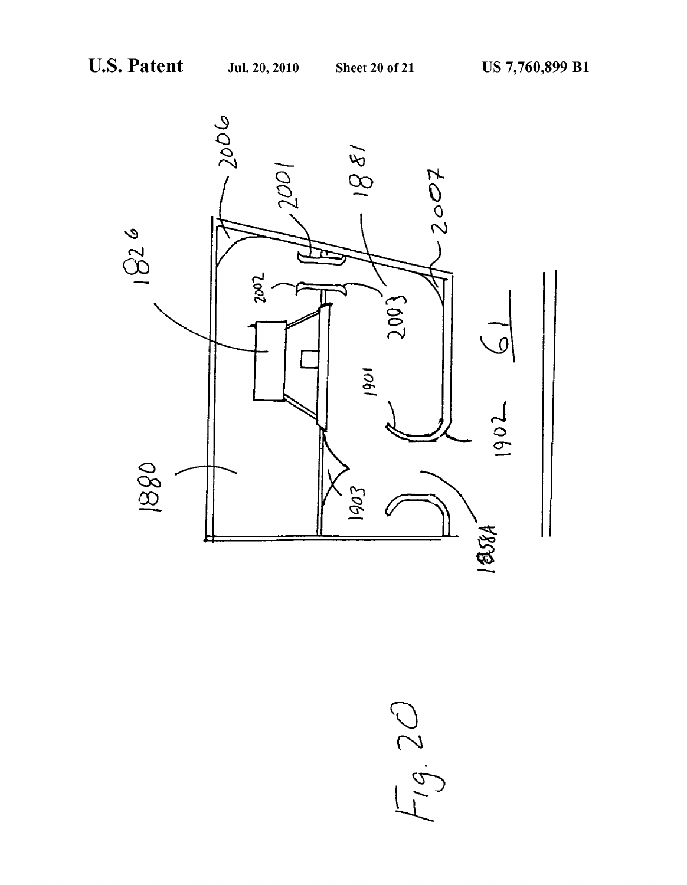Fig. 20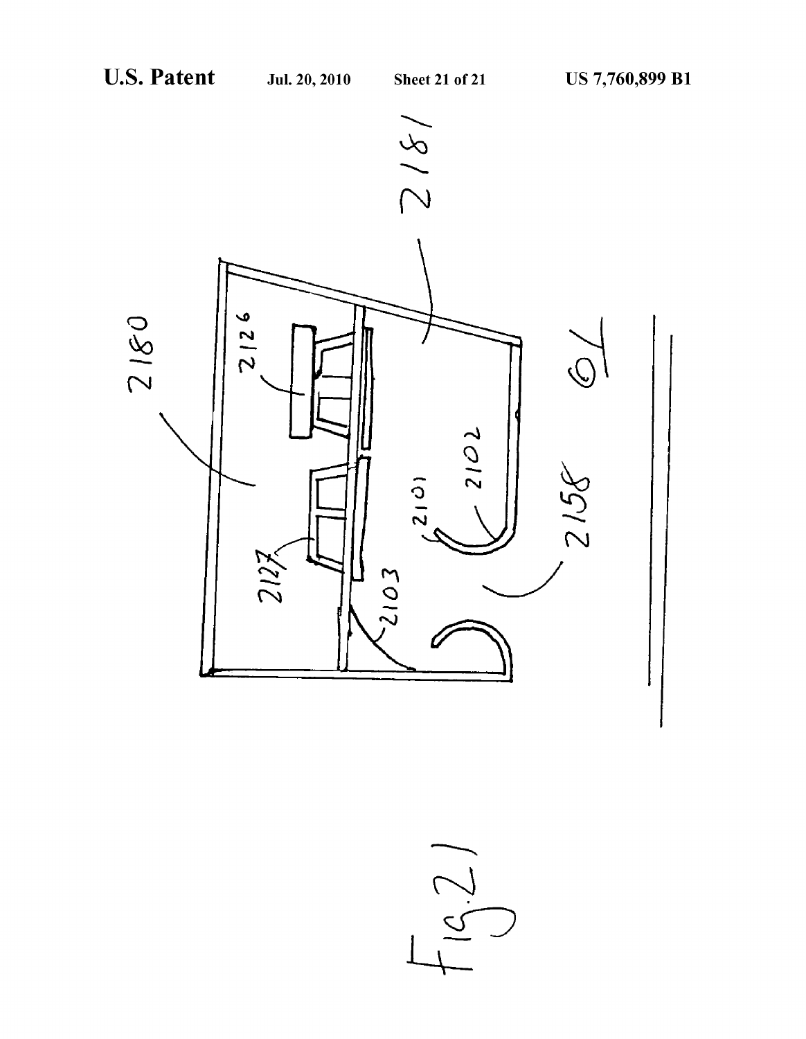2180

2181

2126

2127

2101

2102

2103

2158

10

Fig. 21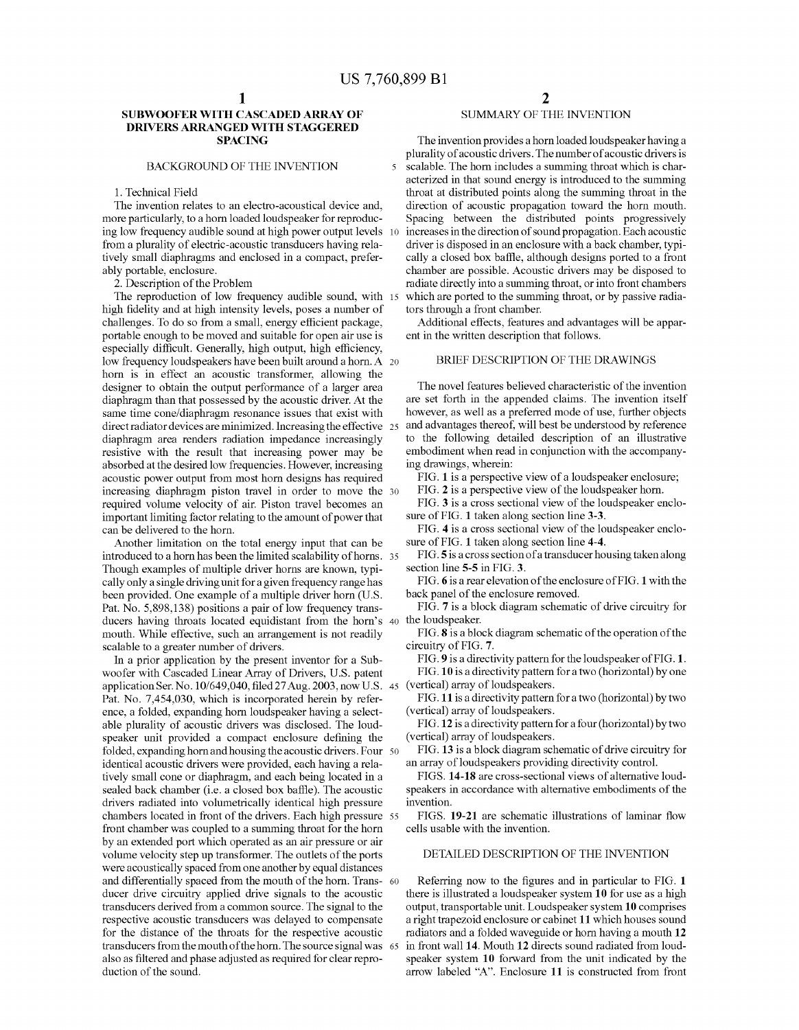# SUBWOOFER WITH CASCADED ARRAY OF DRIVERS ARRANGED WITH STAGGERED SPACING

## BACKGROUND OF THE INVENTION

1. Technical Field

The invention relates to an electro-acoustical device and, more particularly, to a horn loaded loudspeaker for reproducing low frequency audible sound at high power output levels from a plurality of electric-acoustic transducers having relatively small diaphragms and enclosed in a compact, preferably portable, enclosure.

2. Description of the Problem

The reproduction of low frequency audible sound, with high fidelity and at high intensity levels, poses a number of challenges. To do so from a small, energy efficient package, portable enough to be moved and suitable for open air use is especially difficult. Generally, high output, high efficiency, low frequency loudspeakers have been built around a horn. A horn is in effect an acoustic transformer, allowing the designer to obtain the output performance of a larger area diaphragm than that possessed by the acoustic driver. At the same time cone/diaphragm resonance issues that exist with direct radiator devices are minimized. Increasing the effective diaphragm area renders radiation impedance increasingly resistive with the result that increasing power may be absorbed at the desired low frequencies. However, increasing acoustic power output from most horn designs has required increasing diaphragm piston travel in order to move the required volume velocity of air. Piston travel becomes an important limiting factor relating to the amount of power that can be delivered to the horn.

Another limitation on the total energy input that can be introduced to a horn has been the limited scalability of horns. Though examples of multiple driver horns are known, typically only a single driving unit for a given frequency range has been provided. One example of a multiple driver horn (U.S. Pat. No. 5,898,138) positions a pair of low frequency transducers having throats located equidistant from the horn's mouth. While effective, such an arrangement is not readily scalable to a greater number of drivers.

In a prior application by the present inventor for a Subwoofer with Cascaded Linear Array of Drivers, U.S. patent application Ser. No. 10/649,040, filed 27 Aug. 2003, now U.S. Pat. No. 7,454,030, which is incorporated herein by reference, a folded, expanding horn loudspeaker having a selectable plurality of acoustic drivers was disclosed. The loudspeaker unit provided a compact enclosure defining the folded, expanding horn and housing the acoustic drivers. Four identical acoustic drivers were provided, each having a relatively small cone or diaphragm, and each being located in a sealed back chamber (i.e. a closed box baffle). The acoustic drivers radiated into volumetrically identical high pressure chambers located in front of the drivers. Each high pressure front chamber was coupled to a summing throat for the horn by an extended port which operated as an air pressure or air volume velocity step up transformer. The outlets of the ports were acoustically spaced from one another by equal distances and differentially spaced from the mouth of the horn. Transducer drive circuitry applied drive signals to the acoustic transducers derived from a common source. The signal to the respective acoustic transducers was delayed to compensate for the distance of the throats for the respective acoustic transducers from the mouth of the horn. The source signal was also as filtered and phase adjusted as required for clear reproduction of the sound.

## SUMMARY OF THE INVENTION

The invention provides a horn loaded loudspeaker having a plurality of acoustic drivers. The number of acoustic drivers is scalable. The horn includes a summing throat which is characterized in that sound energy is introduced to the summing throat at distributed points along the summing throat in the direction of acoustic propagation toward the horn mouth. Spacing between the distributed points progressively increases in the direction of sound propagation. Each acoustic driver is disposed in an enclosure with a back chamber, typically a closed box baffle, although designs ported to a front chamber are possible. Acoustic drivers may be disposed to radiate directly into a summing throat, or into front chambers which are ported to the summing throat, or by passive radiators through a front chamber.

Additional effects, features and advantages will be apparent in the written description that follows.

## BRIEF DESCRIPTION OF THE DRAWINGS

The novel features believed characteristic of the invention are set forth in the appended claims. The invention itself however, as well as a preferred mode of use, further objects and advantages thereof, will best be understood by reference to the following detailed description of an illustrative embodiment when read in conjunction with the accompanying drawings, wherein:

FIG. **1** is a perspective view of a loudspeaker enclosure;

FIG. **2** is a perspective view of the loudspeaker horn.

FIG. **3** is a cross sectional view of the loudspeaker enclosure of FIG. **1** taken along section line **3-3**.

FIG. **4** is a cross sectional view of the loudspeaker enclosure of FIG. **1** taken along section line **4-4**.

FIG. **5** is a cross section of a transducer housing taken along section line **5-5** in FIG. **3**.

FIG. **6** is a rear elevation of the enclosure of FIG. **1** with the back panel of the enclosure removed.

FIG. **7** is a block diagram schematic of drive circuitry for the loudspeaker.

FIG. **8** is a block diagram schematic of the operation of the circuitry of FIG. **7**.

FIG. **9** is a directivity pattern for the loudspeaker of FIG. **1**.

FIG. **10** is a directivity pattern for a two (horizontal) by one (vertical) array of loudspeakers.

FIG. **11** is a directivity pattern for a two (horizontal) by two (vertical) array of loudspeakers.

FIG. **12** is a directivity pattern for a four (horizontal) by two (vertical) array of loudspeakers.

FIG. **13** is a block diagram schematic of drive circuitry for an array of loudspeakers providing directivity control.

FIGS. **14-18** are cross-sectional views of alternative loudspeakers in accordance with alternative embodiments of the invention.

FIGS. **19-21** are schematic illustrations of laminar flow cells usable with the invention.

## DETAILED DESCRIPTION OF THE INVENTION

Referring now to the figures and in particular to FIG. **1** there is illustrated a loudspeaker system **10** for use as a high output, transportable unit. Loudspeaker system **10** comprises a right trapezoid enclosure or cabinet **11** which houses sound radiators and a folded waveguide or horn having a mouth **12** in front wall **14**. Mouth **12** directs sound radiated from loudspeaker system **10** forward from the unit indicated by the arrow labeled "A". Enclosure **11** is constructed from front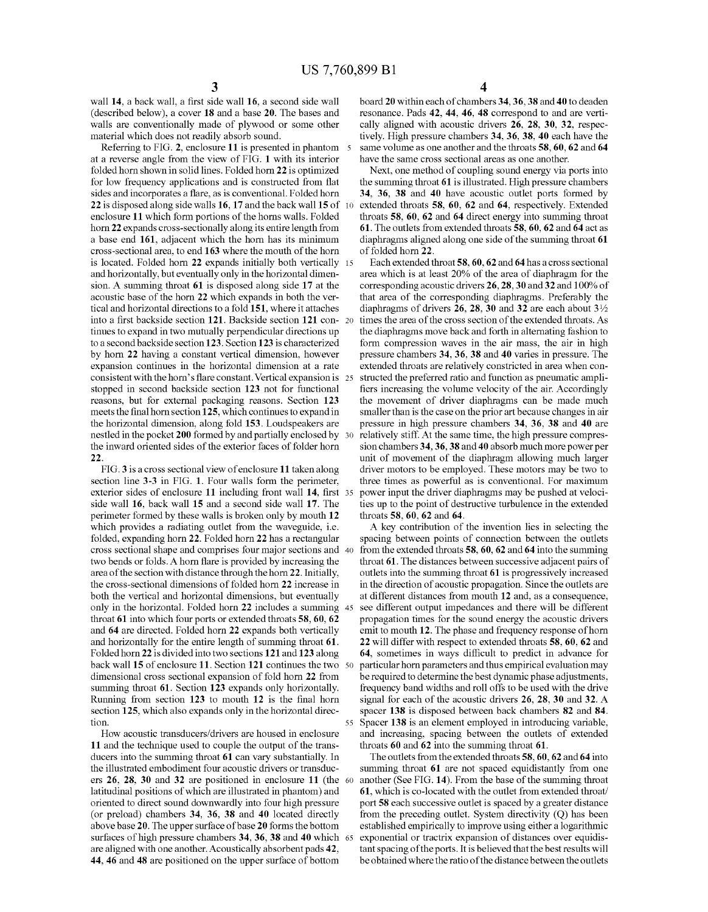wall 14, a back wall, a first side wall 16, a second side wall (described below), a cover 18 and a base 20. The bases and walls are conventionally made of plywood or some other material which does not readily absorb sound.

Referring to FIG. 2, enclosure 11 is presented in phantom at a reverse angle from the view of FIG. 1 with its interior folded horn shown in solid lines. Folded horn 22 is optimized for low frequency applications and is constructed from flat sides and incorporates a flare, as is conventional. Folded horn 22 is disposed along side walls 16, 17 and the back wall 15 of enclosure 11 which form portions of the horns walls. Folded horn 22 expands cross-sectionally along its entire length from a base end 161, adjacent which the horn has its minimum cross-sectional area, to end 163 where the mouth of the horn is located. Folded horn 22 expands initially both vertically and horizontally, but eventually only in the horizontal dimension. A summing throat 61 is disposed along side 17 at the acoustic base of the horn 22 which expands in both the vertical and horizontal directions to a fold 151, where it attaches into a first backside section 121. Backside section 121 continues to expand in two mutually perpendicular directions up to a second backside section 123. Section 123 is characterized by horn 22 having a constant vertical dimension, however expansion continues in the horizontal dimension at a rate consistent with the horn's flare constant. Vertical expansion is stopped in second backside section 123 not for functional reasons, but for external packaging reasons. Section 123 meets the final horn section 125, which continues to expand in the horizontal dimension, along fold 153. Loudspeakers are nestled in the pocket 200 formed by and partially enclosed by the inward oriented sides of the exterior faces of folder horn 22.

FIG. 3 is a cross sectional view of enclosure 11 taken along section line 3-3 in FIG. 1. Four walls form the perimeter, exterior sides of enclosure 11 including front wall 14, first side wall 16, back wall 15 and a second side wall 17. The perimeter formed by these walls is broken only by mouth 12 which provides a radiating outlet from the waveguide, i.e. folded, expanding horn 22. Folded horn 22 has a rectangular cross sectional shape and comprises four major sections and two bends or folds. A horn flare is provided by increasing the area of the section with distance through the horn 22. Initially, the cross-sectional dimensions of folded horn 22 increase in both the vertical and horizontal dimensions, but eventually only in the horizontal. Folded horn 22 includes a summing throat 61 into which four ports or extended throats 58, 60, 62 and 64 are directed. Folded horn 22 expands both vertically and horizontally for the entire length of summing throat 61. Folded horn 22 is divided into two sections 121 and 123 along back wall 15 of enclosure 11. Section 121 continues the two dimensional cross sectional expansion of fold horn 22 from summing throat 61. Section 123 expands only horizontally. Running from section 123 to mouth 12 is the final horn section 125, which also expands only in the horizontal direction.

How acoustic transducers/drivers are housed in enclosure 11 and the technique used to couple the output of the transducers into the summing throat 61 can vary substantially. In the illustrated embodiment four acoustic drivers or transducers 26, 28, 30 and 32 are positioned in enclosure 11 (the latitudinal positions of which are illustrated in phantom) and oriented to direct sound downwardly into four high pressure (or preload) chambers 34, 36, 38 and 40 located directly above base 20. The upper surface of base 20 forms the bottom surfaces of high pressure chambers 34, 36, 38 and 40 which are aligned with one another. Acoustically absorbent pads 42, 44, 46 and 48 are positioned on the upper surface of bottom board 20 within each of chambers 34, 36, 38 and 40 to deaden resonance. Pads 42, 44, 46, 48 correspond to and are vertically aligned with acoustic drivers 26, 28, 30, 32, respectively. High pressure chambers 34, 36, 38, 40 each have the same volume as one another and the throats 58, 60, 62 and 64 have the same cross sectional areas as one another.

Next, one method of coupling sound energy via ports into the summing throat 61 is illustrated. High pressure chambers 34, 36, 38 and 40 have acoustic outlet ports formed by extended throats 58, 60, 62 and 64, respectively. Extended throats 58, 60, 62 and 64 direct energy into summing throat 61. The outlets from extended throats 58, 60, 62 and 64 act as diaphragms aligned along one side of the summing throat 61 of folded horn 22.

Each extended throat 58, 60, 62 and 64 has a cross sectional area which is at least 20% of the area of diaphragm for the corresponding acoustic drivers 26, 28, 30 and 32 and 100% of that area of the corresponding diaphragms. Preferably the diaphragms of drivers 26, 28, 30 and 32 are each about 3½ times the area of the cross section of the extended throats. As the diaphragms move back and forth in alternating fashion to form compression waves in the air mass, the air in high pressure chambers 34, 36, 38 and 40 varies in pressure. The extended throats are relatively constricted in area when constructed the preferred ratio and function as pneumatic amplifiers increasing the volume velocity of the air. Accordingly the movement of driver diaphragms can be made much smaller than is the case on the prior art because changes in air pressure in high pressure chambers 34, 36, 38 and 40 are relatively stiff. At the same time, the high pressure compression chambers 34, 36, 38 and 40 absorb much more power per unit of movement of the diaphragm allowing much larger driver motors to be employed. These motors may be two to three times as powerful as is conventional. For maximum power input the driver diaphragms may be pushed at velocities up to the point of destructive turbulence in the extended throats 58, 60, 62 and 64.

A key contribution of the invention lies in selecting the spacing between points of connection between the outlets from the extended throats 58, 60, 62 and 64 into the summing throat 61. The distances between successive adjacent pairs of outlets into the summing throat 61 is progressively increased in the direction of acoustic propagation. Since the outlets are at different distances from mouth 12 and, as a consequence, see different output impedances and there will be different propagation times for the sound energy the acoustic drivers emit to mouth 12. The phase and frequency response of horn 22 will differ with respect to extended throats 58, 60, 62 and 64, sometimes in ways difficult to predict in advance for particular horn parameters and thus empirical evaluation may be required to determine the best dynamic phase adjustments, frequency band widths and roll offs to be used with the drive signal for each of the acoustic drivers 26, 28, 30 and 32. A spacer 138 is disposed between back chambers 82 and 84. Spacer 138 is an element employed in introducing variable, and increasing, spacing between the outlets of extended throats 60 and 62 into the summing throat 61.

The outlets from the extended throats 58, 60, 62 and 64 into summing throat 61 are not spaced equidistantly from one another (See FIG. 14). From the base of the summing throat 61, which is co-located with the outlet from extended throat/port 58 each successive outlet is spaced by a greater distance from the preceding outlet. System directivity (Q) has been established empirically to improve using either a logarithmic exponential or tractrix expansion of distances over equidistant spacing of the ports. It is believed that the best results will be obtained where the ratio of the distance between the outlets